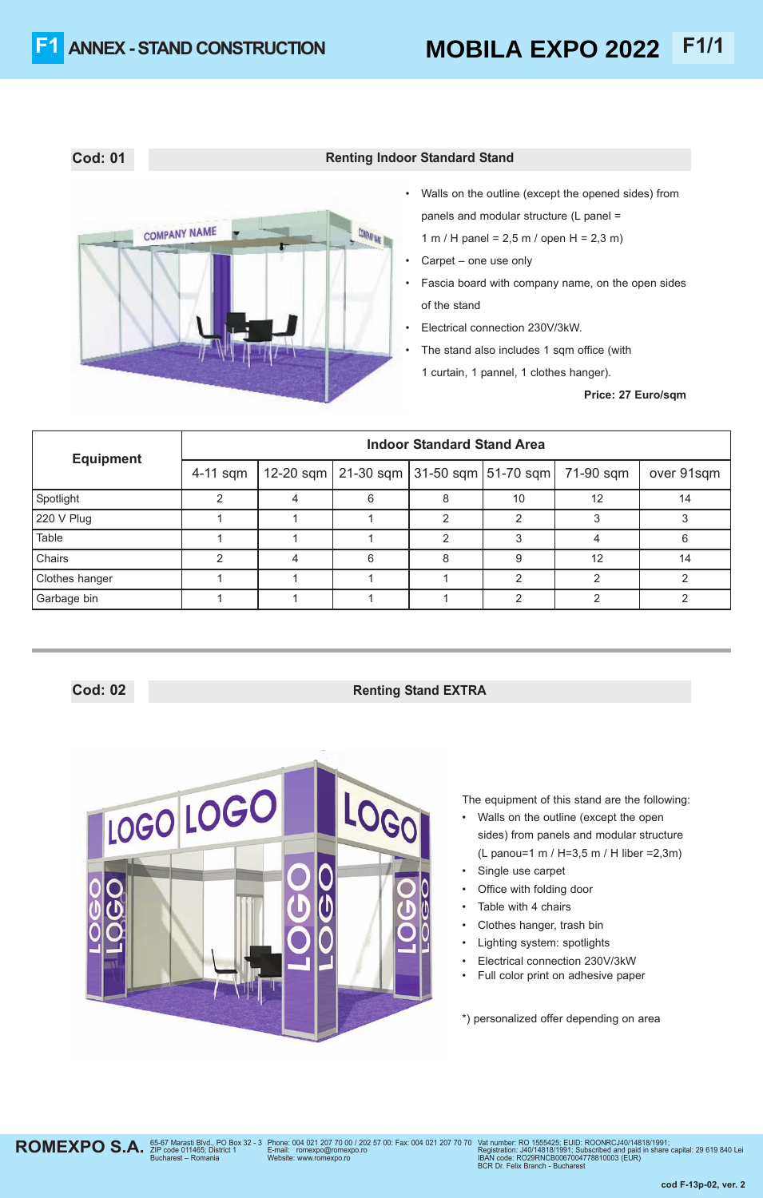# F1 ANNEX - STAND CONSTRUCTION

# MOBILA EXPO 2022

F1/1

## Cod: 01 — Renting Indoor Standard Stand

- Walls on the outline (except the opened sides) from panels and modular structure (L panel = 1 m / H panel = 2,5 m / open H = 2,3 m)
- Carpet – one use only
- Fascia board with company name, on the open sides of the stand
- Electrical connection 230V/3kW.
- The stand also includes 1 sqm office (with 1 curtain, 1 pannel, 1 clothes hanger).

**Price: 27 Euro/sqm**

| Equipment | Indoor Standard Stand Area | | | | | | |
|---|---|---|---|---|---|---|---|
| | 4-11 sqm | 12-20 sqm | 21-30 sqm | 31-50 sqm | 51-70 sqm | 71-90 sqm | over 91sqm |
| Spotlight | 2 | 4 | 6 | 8 | 10 | 12 | 14 |
| 220 V Plug | 1 | 1 | 1 | 2 | 2 | 3 | 3 |
| Table | 1 | 1 | 1 | 2 | 3 | 4 | 6 |
| Chairs | 2 | 4 | 6 | 8 | 9 | 12 | 14 |
| Clothes hanger | 1 | 1 | 1 | 1 | 2 | 2 | 2 |
| Garbage bin | 1 | 1 | 1 | 1 | 2 | 2 | 2 |

## Cod: 02 — Renting Stand EXTRA

The equipment of this stand are the following:

- Walls on the outline (except the open sides) from panels and modular structure (L panou=1 m / H=3,5 m / H liber =2,3m)
- Single use carpet
- Office with folding door
- Table with 4 chairs
- Clothes hanger, trash bin
- Lighting system: spotlights
- Electrical connection 230V/3kW
- Full color print on adhesive paper

*) personalized offer depending on area

**ROMEXPO S.A.** 65-67 Marasti Blvd., PO Box 32 - 3 ZIP code 011465; District 1 Bucharest – Romania | Phone: 004 021 207 70 00 / 202 57 00: Fax: 004 021 207 70 70 E-mail: romexpo@romexpo.ro Website: www.romexpo.ro | Vat number: RO 1555425; EUID: ROONRCJ40/14818/1991; Registration: J40/14818/1991; Subscribed and paid in share capital: 29 619 840 Lei IBAN code: RO29RNCB0067004778810003 (EUR) BCR Dr. Felix Branch - Bucharest

cod F-13p-02, ver. 2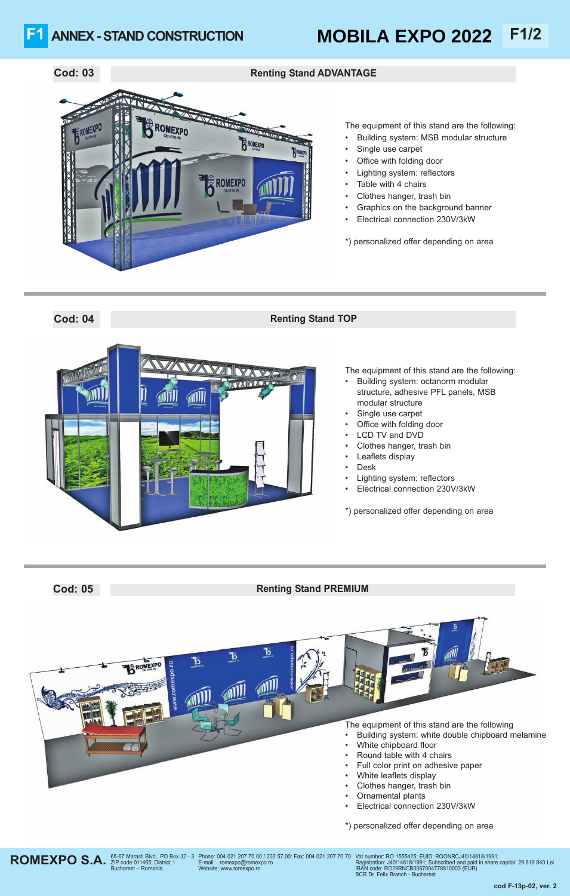# F1 ANNEX - STAND CONSTRUCTION

# MOBILA EXPO 2022

**F1/2**

## Cod: 03 — Renting Stand ADVANTAGE

The equipment of this stand are the following:

- Building system: MSB modular structure
- Single use carpet
- Office with folding door
- Lighting system: reflectors
- Table with 4 chairs
- Clothes hanger, trash bin
- Graphics on the background banner
- Electrical connection 230V/3kW

*) personalized offer depending on area

## Cod: 04 — Renting Stand TOP

The equipment of this stand are the following:

- Building system: octanorm modular structure, adhesive PFL panels, MSB modular structure
- Single use carpet
- Office with folding door
- LCD TV and DVD
- Clothes hanger, trash bin
- Leaflets display
- Desk
- Lighting system: reflectors
- Electrical connection 230V/3kW

*) personalized offer depending on area

## Cod: 05 — Renting Stand PREMIUM

The equipment of this stand are the following

- Building system: white double chipboard melamine
- White chipboard floor
- Round table with 4 chairs
- Full color print on adhesive paper
- White leaflets display
- Clothes hanger, trash bin
- Ornamental plants
- Electrical connection 230V/3kW

*) personalized offer depending on area

**ROMEXPO S.A.** 65-67 Marasti Blvd., PO Box 32 - 3, ZIP code 011465; District 1, Bucharest – Romania | Phone: 004 021 207 70 00 / 202 57 00; Fax: 004 021 207 70 70, E-mail: romexpo@romexpo.ro, Website: www.romexpo.ro | Vat number: RO 1555425; EUID: ROONRCJ40/14818/1991; Registration: J40/14818/1991; Subscribed and paid in share capital: 29 619 840 Lei, IBAN code: RO29RNCB0067004778810003 (EUR), BCR Dr. Felix Branch - Bucharest

cod F-13p-02, ver. 2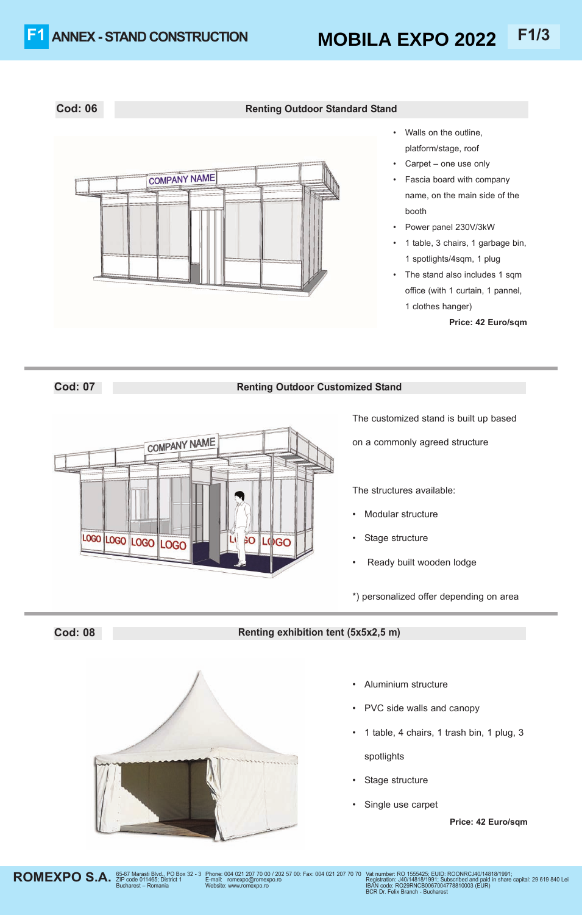# F1 ANNEX - STAND CONSTRUCTION

## MOBILA EXPO 2022

### Cod: 06 — Renting Outdoor Standard Stand

- Walls on the outline, platform/stage, roof
- Carpet – one use only
- Fascia board with company name, on the main side of the booth
- Power panel 230V/3kW
- 1 table, 3 chairs, 1 garbage bin, 1 spotlights/4sqm, 1 plug
- The stand also includes 1 sqm office (with 1 curtain, 1 pannel, 1 clothes hanger)

**Price: 42 Euro/sqm**

### Cod: 07 — Renting Outdoor Customized Stand

The customized stand is built up based on a commonly agreed structure

The structures available:

- Modular structure
- Stage structure
- Ready built wooden lodge

*) personalized offer depending on area

### Cod: 08 — Renting exhibition tent (5x5x2,5 m)

- Aluminium structure
- PVC side walls and canopy
- 1 table, 4 chairs, 1 trash bin, 1 plug, 3 spotlights
- Stage structure
- Single use carpet

**Price: 42 Euro/sqm**

**ROMEXPO S.A.** 65-67 Marasti Blvd., PO Box 32 - 3, ZIP code 011465; District 1, Bucharest – Romania | Phone: 004 021 207 70 00 / 202 57 00: Fax: 004 021 207 70 70, E-mail: romexpo@romexpo.ro, Website: www.romexpo.ro | Vat number: RO 1555425; EUID: ROONRCJ40/14818/1991; Registration: J40/14818/1991; Subscribed and paid in share capital: 29 619 840 Lei, IBAN code: RO29RNCB0067004778810003 (EUR), BCR Dr. Felix Branch - Bucharest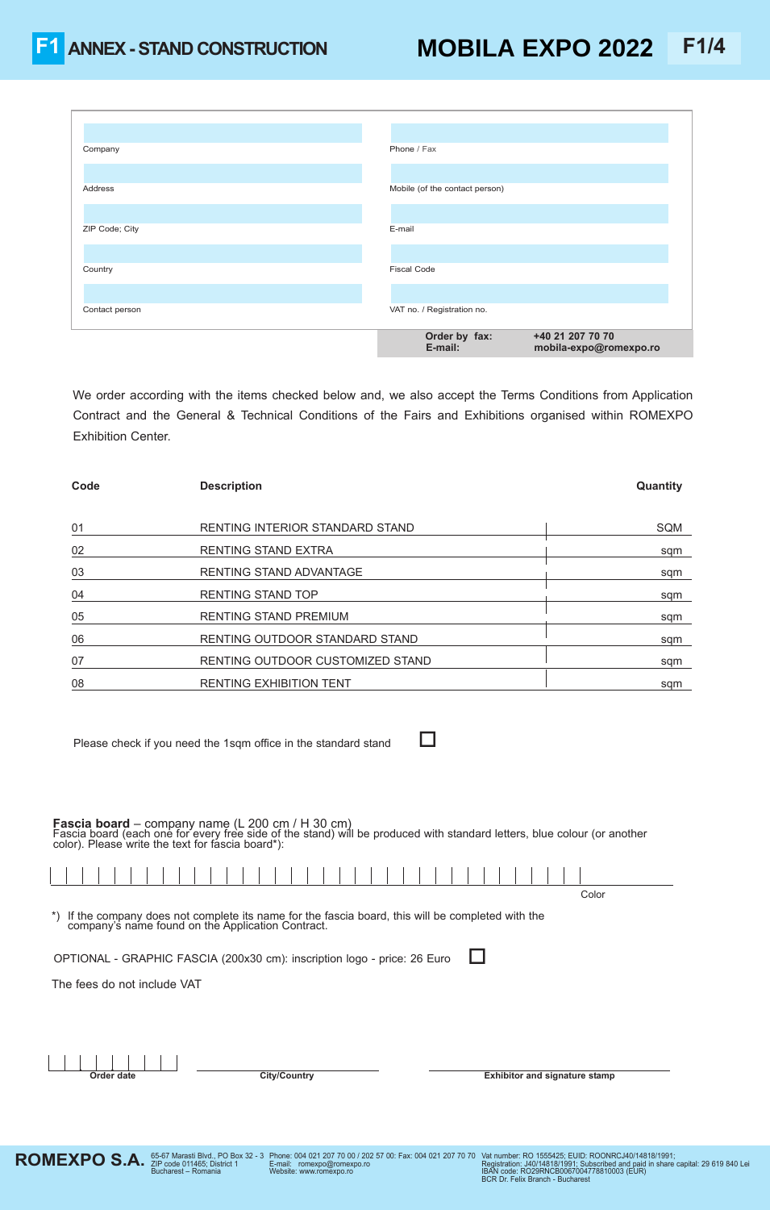# F1 ANNEX - STAND CONSTRUCTION

# MOBILA EXPO 2022

F1/4

| | |
|---|---|
| Company | Phone / Fax |
| Address | Mobile (of the contact person) |
| ZIP Code; City | E-mail |
| Country | Fiscal Code |
| Contact person | VAT no. / Registration no. |

**Order by fax:** **+40 21 207 70 70**
**E-mail:** **mobila-expo@romexpo.ro**

We order according with the items checked below and, we also accept the Terms Conditions from Application Contract and the General & Technical Conditions of the Fairs and Exhibitions organised within ROMEXPO Exhibition Center.

| Code | Description | Quantity |
|---|---|---|
| 01 | RENTING INTERIOR STANDARD STAND | SQM |
| 02 | RENTING STAND EXTRA | sqm |
| 03 | RENTING STAND ADVANTAGE | sqm |
| 04 | RENTING STAND TOP | sqm |
| 05 | RENTING STAND PREMIUM | sqm |
| 06 | RENTING OUTDOOR STANDARD STAND | sqm |
| 07 | RENTING OUTDOOR CUSTOMIZED STAND | sqm |
| 08 | RENTING EXHIBITION TENT | sqm |

Please check if you need the 1sqm office in the standard stand ☐

**Fascia board** – company name (L 200 cm / H 30 cm)
Fascia board (each one for every free side of the stand) will be produced with standard letters, blue colour (or another color). Please write the text for fascia board*):

Color

*) If the company does not complete its name for the fascia board, this will be completed with the company's name found on the Application Contract.

OPTIONAL - GRAPHIC FASCIA (200x30 cm): inscription logo - price: 26 Euro ☐

The fees do not include VAT

**Order date** | **City/Country** | **Exhibitor and signature stamp**

**ROMEXPO S.A.** 65-67 Marasti Blvd., PO Box 32 - 3 ZIP code 011465; District 1 Bucharest – Romania | Phone: 004 021 207 70 00 / 202 57 00: Fax: 004 021 207 70 70 E-mail: romexpo@romexpo.ro Website: www.romexpo.ro | Vat number: RO 1555425; EUID: ROONRCJ40/14818/1991; Registration: J40/14818/1991; Subscribed and paid in share capital: 29 619 840 Lei IBAN code: RO29RNCB0067004778810003 (EUR) BCR Dr. Felix Branch - Bucharest